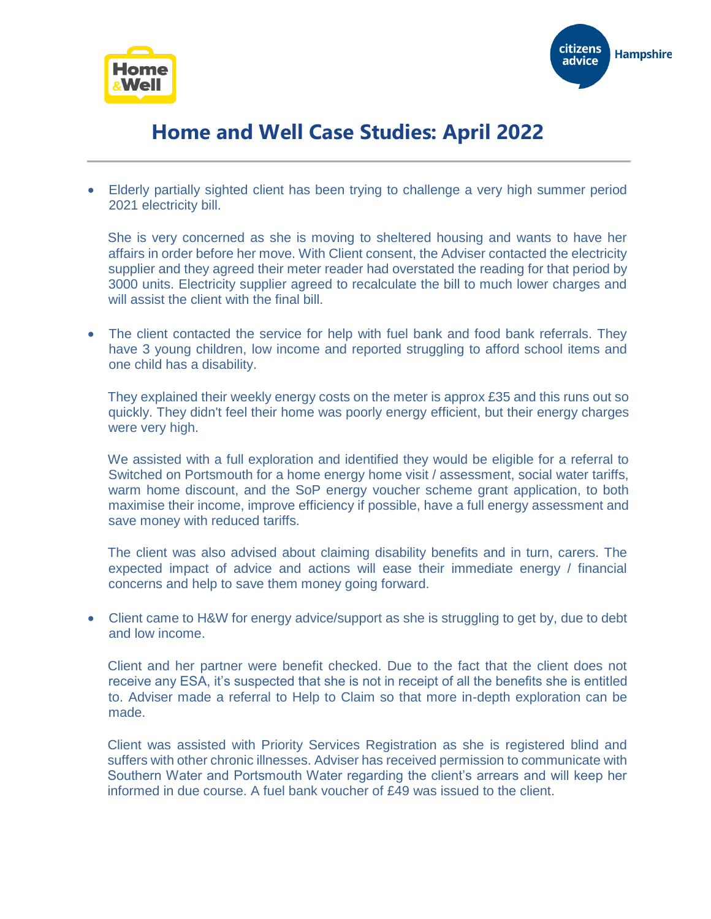# Home and Well Case Studies: April 2022

- Elderly partially sighted client has been trying to challenge a very high summer period 2021 electricity bill.

  She is very concerned as she is moving to sheltered housing and wants to have her affairs in order before her move. With Client consent, the Adviser contacted the electricity supplier and they agreed their meter reader had overstated the reading for that period by 3000 units. Electricity supplier agreed to recalculate the bill to much lower charges and will assist the client with the final bill.

- The client contacted the service for help with fuel bank and food bank referrals. They have 3 young children, low income and reported struggling to afford school items and one child has a disability.

  They explained their weekly energy costs on the meter is approx £35 and this runs out so quickly. They didn't feel their home was poorly energy efficient, but their energy charges were very high.

  We assisted with a full exploration and identified they would be eligible for a referral to Switched on Portsmouth for a home energy home visit / assessment, social water tariffs, warm home discount, and the SoP energy voucher scheme grant application, to both maximise their income, improve efficiency if possible, have a full energy assessment and save money with reduced tariffs.

  The client was also advised about claiming disability benefits and in turn, carers. The expected impact of advice and actions will ease their immediate energy / financial concerns and help to save them money going forward.

- Client came to H&W for energy advice/support as she is struggling to get by, due to debt and low income.

  Client and her partner were benefit checked. Due to the fact that the client does not receive any ESA, it's suspected that she is not in receipt of all the benefits she is entitled to. Adviser made a referral to Help to Claim so that more in-depth exploration can be made.

  Client was assisted with Priority Services Registration as she is registered blind and suffers with other chronic illnesses. Adviser has received permission to communicate with Southern Water and Portsmouth Water regarding the client's arrears and will keep her informed in due course. A fuel bank voucher of £49 was issued to the client.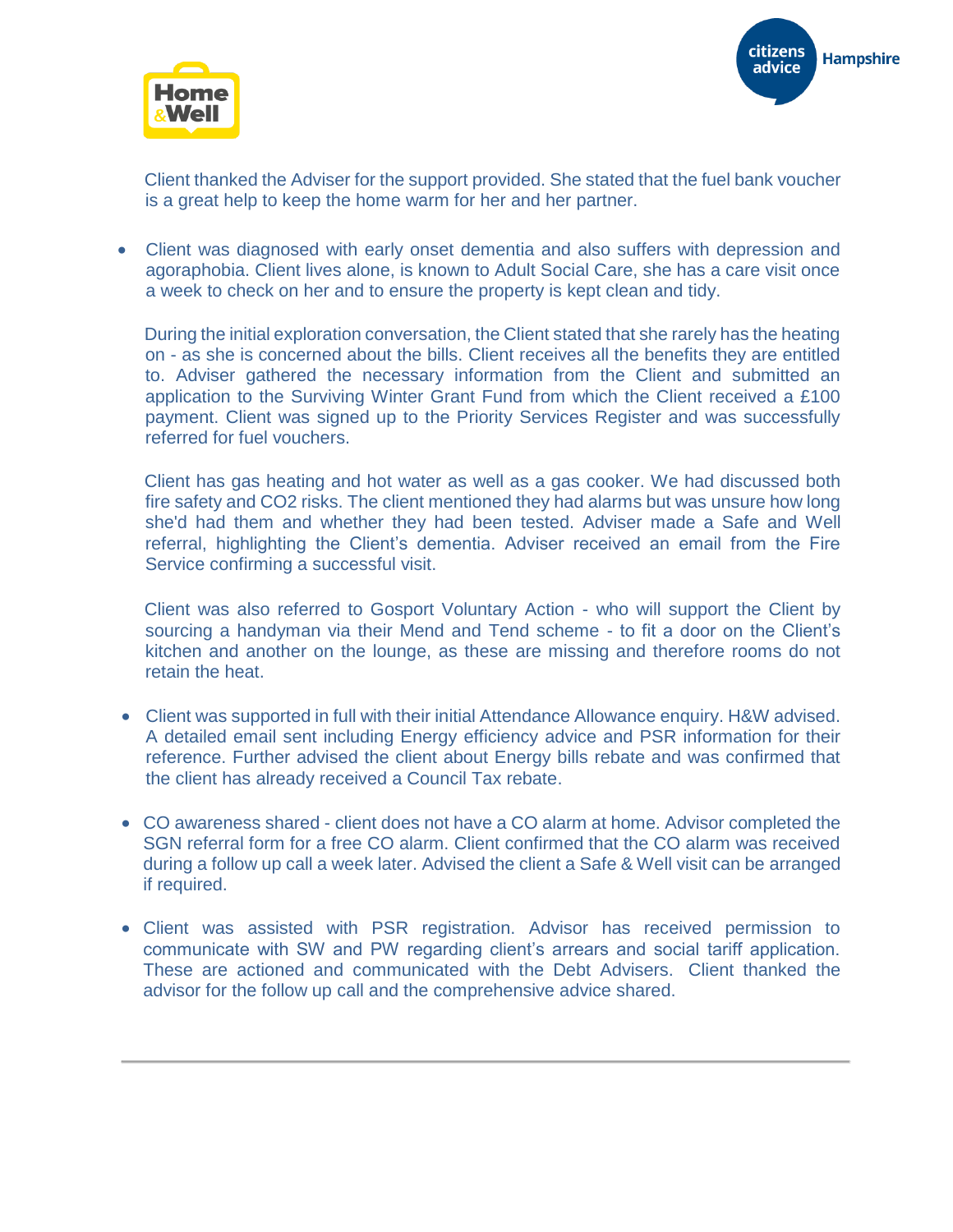Client thanked the Adviser for the support provided. She stated that the fuel bank voucher is a great help to keep the home warm for her and her partner.

- Client was diagnosed with early onset dementia and also suffers with depression and agoraphobia. Client lives alone, is known to Adult Social Care, she has a care visit once a week to check on her and to ensure the property is kept clean and tidy.

  During the initial exploration conversation, the Client stated that she rarely has the heating on - as she is concerned about the bills. Client receives all the benefits they are entitled to. Adviser gathered the necessary information from the Client and submitted an application to the Surviving Winter Grant Fund from which the Client received a £100 payment. Client was signed up to the Priority Services Register and was successfully referred for fuel vouchers.

  Client has gas heating and hot water as well as a gas cooker. We had discussed both fire safety and $CO_2$ risks. The client mentioned they had alarms but was unsure how long she'd had them and whether they had been tested. Adviser made a Safe and Well referral, highlighting the Client's dementia. Adviser received an email from the Fire Service confirming a successful visit.

  Client was also referred to Gosport Voluntary Action - who will support the Client by sourcing a handyman via their Mend and Tend scheme - to fit a door on the Client's kitchen and another on the lounge, as these are missing and therefore rooms do not retain the heat.

- Client was supported in full with their initial Attendance Allowance enquiry. H&W advised. A detailed email sent including Energy efficiency advice and PSR information for their reference. Further advised the client about Energy bills rebate and was confirmed that the client has already received a Council Tax rebate.

- CO awareness shared - client does not have a CO alarm at home. Advisor completed the SGN referral form for a free CO alarm. Client confirmed that the CO alarm was received during a follow up call a week later. Advised the client a Safe & Well visit can be arranged if required.

- Client was assisted with PSR registration. Advisor has received permission to communicate with SW and PW regarding client's arrears and social tariff application. These are actioned and communicated with the Debt Advisers. Client thanked the advisor for the follow up call and the comprehensive advice shared.